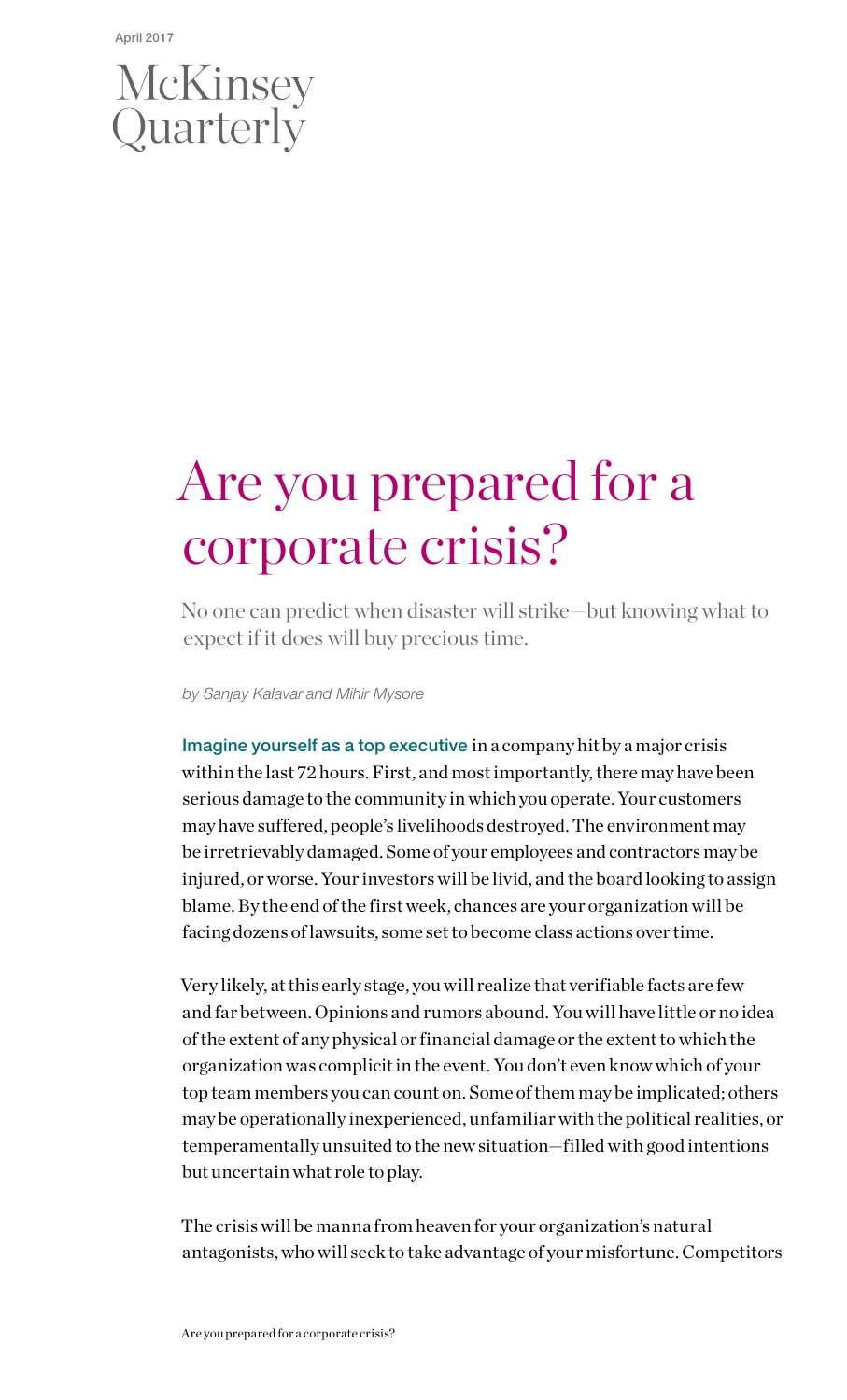April 2017

McKinsey Quarterly

# Are you prepared for a corporate crisis?

No one can predict when disaster will strike—but knowing what to expect if it does will buy precious time.

*by Sanjay Kalavar and Mihir Mysore*

Imagine yourself as a top executive in a company hit by a major crisis within the last 72 hours. First, and most importantly, there may have been serious damage to the community in which you operate. Your customers may have suffered, people's livelihoods destroyed. The environment may be irretrievably damaged. Some of your employees and contractors may be injured, or worse. Your investors will be livid, and the board looking to assign blame. By the end of the first week, chances are your organization will be facing dozens of lawsuits, some set to become class actions over time.

Very likely, at this early stage, you will realize that verifiable facts are few and far between. Opinions and rumors abound. You will have little or no idea of the extent of any physical or financial damage or the extent to which the organization was complicit in the event. You don't even know which of your top team members you can count on. Some of them may be implicated; others may be operationally inexperienced, unfamiliar with the political realities, or temperamentally unsuited to the new situation—filled with good intentions but uncertain what role to play.

The crisis will be manna from heaven for your organization's natural antagonists, who will seek to take advantage of your misfortune. Competitors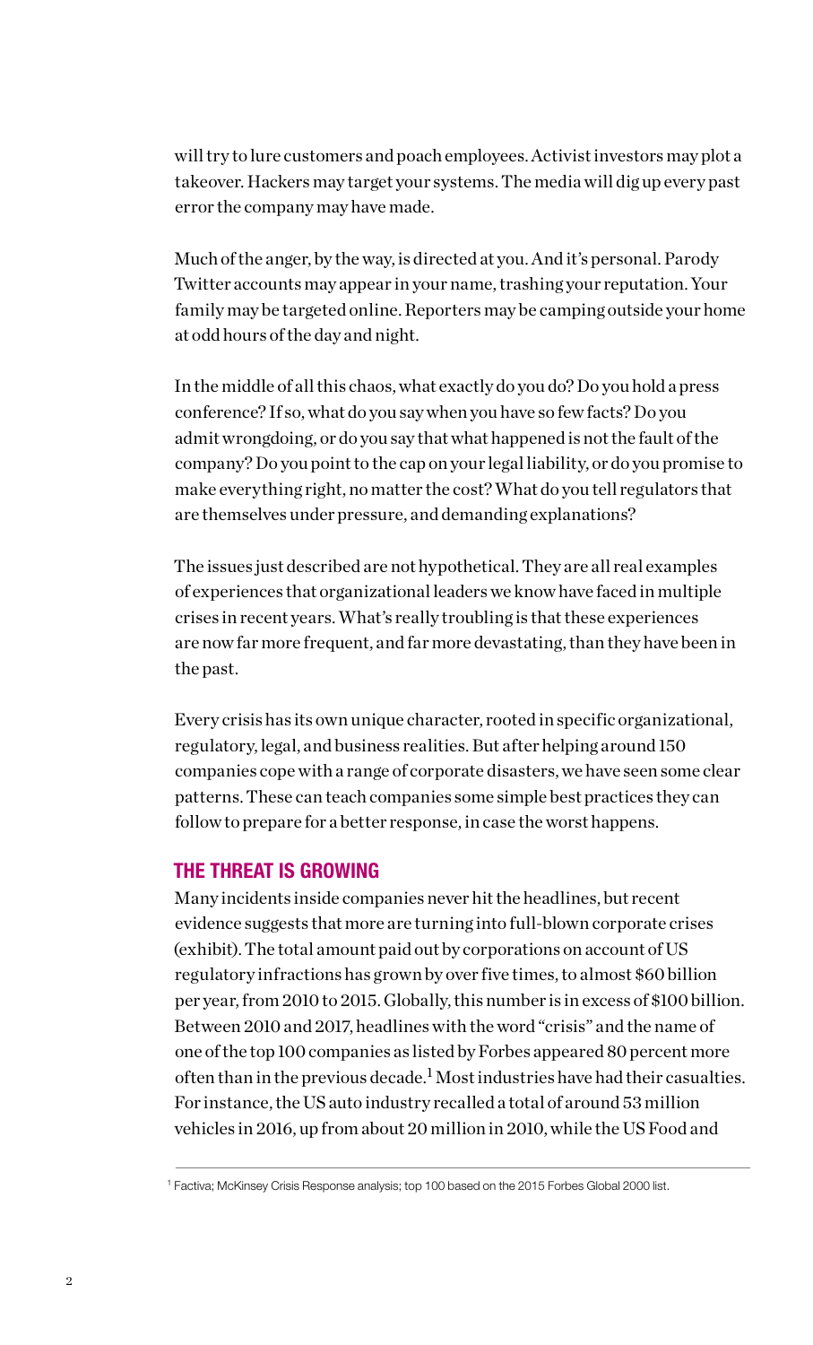will try to lure customers and poach employees. Activist investors may plot a takeover. Hackers may target your systems. The media will dig up every past error the company may have made.

Much of the anger, by the way, is directed at you. And it's personal. Parody Twitter accounts may appear in your name, trashing your reputation. Your family may be targeted online. Reporters may be camping outside your home at odd hours of the day and night.

In the middle of all this chaos, what exactly do you do? Do you hold a press conference? If so, what do you say when you have so few facts? Do you admit wrongdoing, or do you say that what happened is not the fault of the company? Do you point to the cap on your legal liability, or do you promise to make everything right, no matter the cost? What do you tell regulators that are themselves under pressure, and demanding explanations?

The issues just described are not hypothetical. They are all real examples of experiences that organizational leaders we know have faced in multiple crises in recent years. What's really troubling is that these experiences are now far more frequent, and far more devastating, than they have been in the past.

Every crisis has its own unique character, rooted in specific organizational, regulatory, legal, and business realities. But after helping around 150 companies cope with a range of corporate disasters, we have seen some clear patterns. These can teach companies some simple best practices they can follow to prepare for a better response, in case the worst happens.

## THE THREAT IS GROWING

Many incidents inside companies never hit the headlines, but recent evidence suggests that more are turning into full-blown corporate crises (exhibit). The total amount paid out by corporations on account of US regulatory infractions has grown by over five times, to almost $60 billion per year, from 2010 to 2015. Globally, this number is in excess of $100 billion. Between 2010 and 2017, headlines with the word "crisis" and the name of one of the top 100 companies as listed by Forbes appeared 80 percent more often than in the previous decade.[1] Most industries have had their casualties. For instance, the US auto industry recalled a total of around 53 million vehicles in 2016, up from about 20 million in 2010, while the US Food and

---

[1] Factiva; McKinsey Crisis Response analysis; top 100 based on the 2015 Forbes Global 2000 list.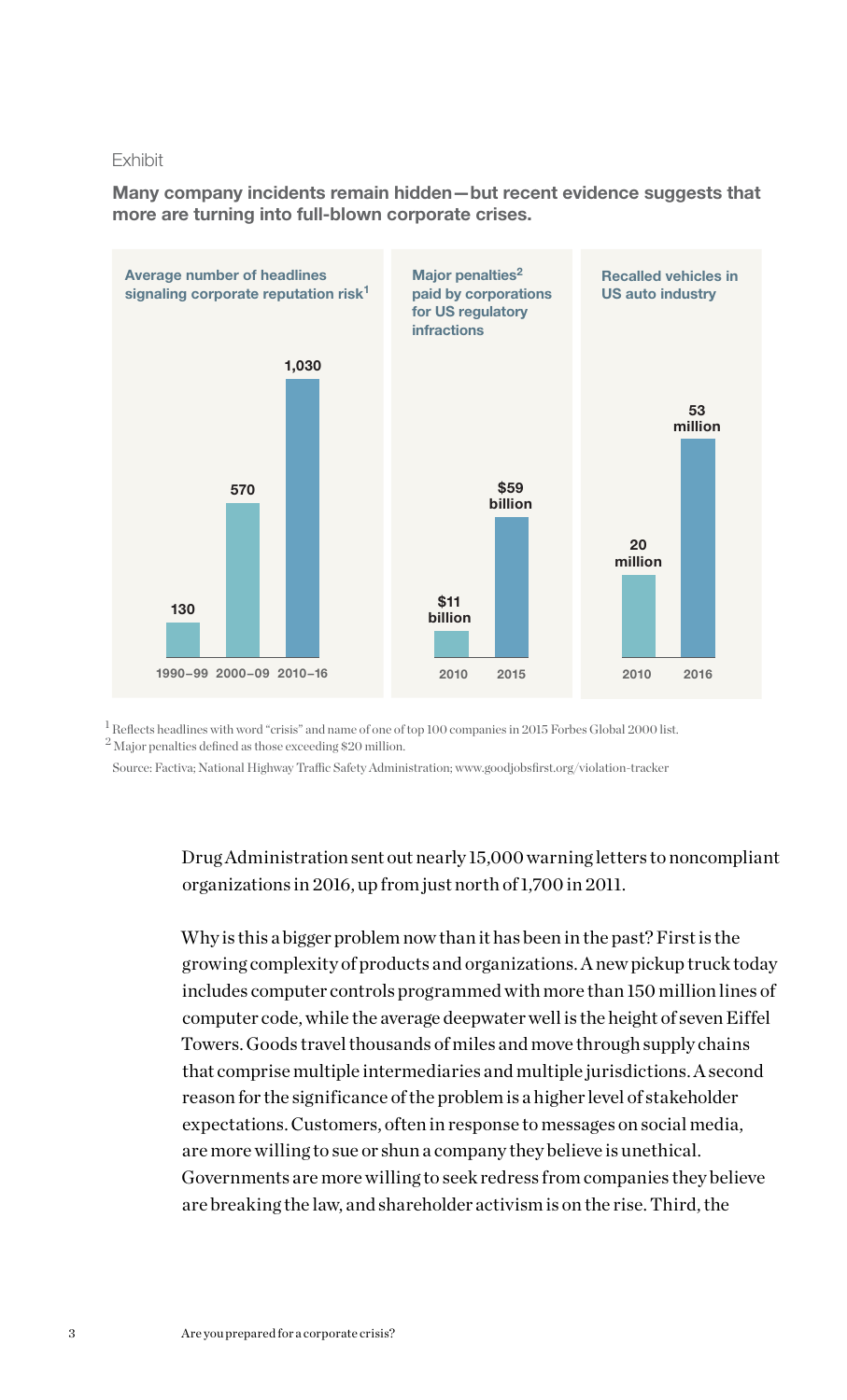Exhibit

**Many company incidents remain hidden—but recent evidence suggests that more are turning into full-blown corporate crises.**

**Average number of headlines signaling corporate reputation risk[1]**

| Period | Headlines |
| --- | --- |
| 1990–99 | 130 |
| 2000–09 | 570 |
| 2010–16 | 1,030 |

**Major penalties[2] paid by corporations for US regulatory infractions**

| Year | Penalties |
| --- | --- |
| 2010 | $11 billion |
| 2015 | $59 billion |

**Recalled vehicles in US auto industry**

| Year | Vehicles |
| --- | --- |
| 2010 | 20 million |
| 2016 | 53 million |

[1] Reflects headlines with word "crisis" and name of one of top 100 companies in 2015 Forbes Global 2000 list.
[2] Major penalties defined as those exceeding $20 million.

Source: Factiva; National Highway Traffic Safety Administration; www.goodjobsfirst.org/violation-tracker

Drug Administration sent out nearly 15,000 warning letters to noncompliant organizations in 2016, up from just north of 1,700 in 2011.

Why is this a bigger problem now than it has been in the past? First is the growing complexity of products and organizations. A new pickup truck today includes computer controls programmed with more than 150 million lines of computer code, while the average deepwater well is the height of seven Eiffel Towers. Goods travel thousands of miles and move through supply chains that comprise multiple intermediaries and multiple jurisdictions. A second reason for the significance of the problem is a higher level of stakeholder expectations. Customers, often in response to messages on social media, are more willing to sue or shun a company they believe is unethical. Governments are more willing to seek redress from companies they believe are breaking the law, and shareholder activism is on the rise. Third, the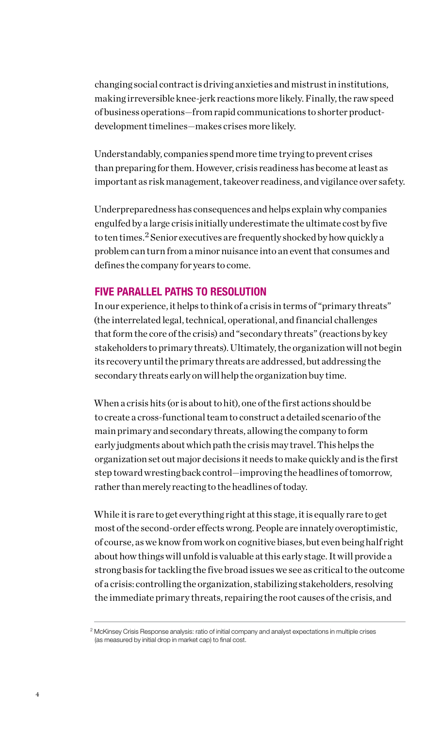changing social contract is driving anxieties and mistrust in institutions, making irreversible knee-jerk reactions more likely. Finally, the raw speed of business operations—from rapid communications to shorter product-development timelines—makes crises more likely.

Understandably, companies spend more time trying to prevent crises than preparing for them. However, crisis readiness has become at least as important as risk management, takeover readiness, and vigilance over safety.

Underpreparedness has consequences and helps explain why companies engulfed by a large crisis initially underestimate the ultimate cost by five to ten times.[2] Senior executives are frequently shocked by how quickly a problem can turn from a minor nuisance into an event that consumes and defines the company for years to come.

## FIVE PARALLEL PATHS TO RESOLUTION

In our experience, it helps to think of a crisis in terms of "primary threats" (the interrelated legal, technical, operational, and financial challenges that form the core of the crisis) and "secondary threats" (reactions by key stakeholders to primary threats). Ultimately, the organization will not begin its recovery until the primary threats are addressed, but addressing the secondary threats early on will help the organization buy time.

When a crisis hits (or is about to hit), one of the first actions should be to create a cross-functional team to construct a detailed scenario of the main primary and secondary threats, allowing the company to form early judgments about which path the crisis may travel. This helps the organization set out major decisions it needs to make quickly and is the first step toward wresting back control—improving the headlines of tomorrow, rather than merely reacting to the headlines of today.

While it is rare to get everything right at this stage, it is equally rare to get most of the second-order effects wrong. People are innately overoptimistic, of course, as we know from work on cognitive biases, but even being half right about how things will unfold is valuable at this early stage. It will provide a strong basis for tackling the five broad issues we see as critical to the outcome of a crisis: controlling the organization, stabilizing stakeholders, resolving the immediate primary threats, repairing the root causes of the crisis, and

---

[2] McKinsey Crisis Response analysis: ratio of initial company and analyst expectations in multiple crises (as measured by initial drop in market cap) to final cost.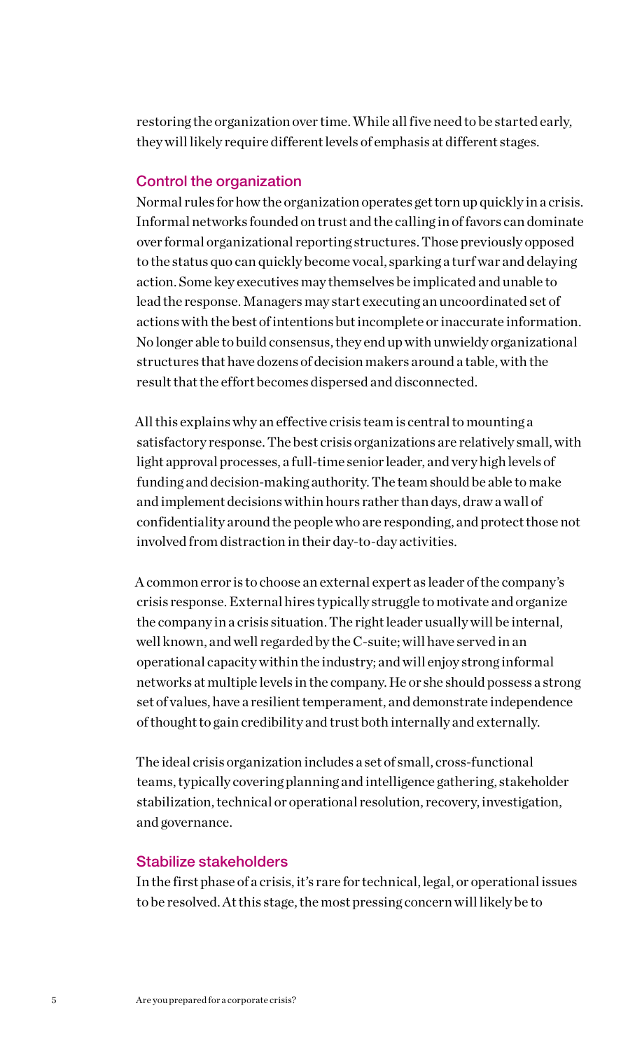restoring the organization over time. While all five need to be started early, they will likely require different levels of emphasis at different stages.

### Control the organization

Normal rules for how the organization operates get torn up quickly in a crisis. Informal networks founded on trust and the calling in of favors can dominate over formal organizational reporting structures. Those previously opposed to the status quo can quickly become vocal, sparking a turf war and delaying action. Some key executives may themselves be implicated and unable to lead the response. Managers may start executing an uncoordinated set of actions with the best of intentions but incomplete or inaccurate information. No longer able to build consensus, they end up with unwieldy organizational structures that have dozens of decision makers around a table, with the result that the effort becomes dispersed and disconnected.

All this explains why an effective crisis team is central to mounting a satisfactory response. The best crisis organizations are relatively small, with light approval processes, a full-time senior leader, and very high levels of funding and decision-making authority. The team should be able to make and implement decisions within hours rather than days, draw a wall of confidentiality around the people who are responding, and protect those not involved from distraction in their day-to-day activities.

A common error is to choose an external expert as leader of the company's crisis response. External hires typically struggle to motivate and organize the company in a crisis situation. The right leader usually will be internal, well known, and well regarded by the C-suite; will have served in an operational capacity within the industry; and will enjoy strong informal networks at multiple levels in the company. He or she should possess a strong set of values, have a resilient temperament, and demonstrate independence of thought to gain credibility and trust both internally and externally.

The ideal crisis organization includes a set of small, cross-functional teams, typically covering planning and intelligence gathering, stakeholder stabilization, technical or operational resolution, recovery, investigation, and governance.

### Stabilize stakeholders

In the first phase of a crisis, it's rare for technical, legal, or operational issues to be resolved. At this stage, the most pressing concern will likely be to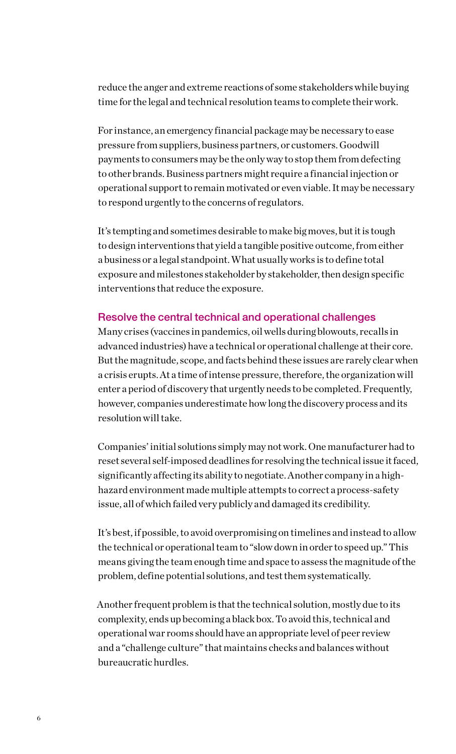reduce the anger and extreme reactions of some stakeholders while buying time for the legal and technical resolution teams to complete their work.

For instance, an emergency financial package may be necessary to ease pressure from suppliers, business partners, or customers. Goodwill payments to consumers may be the only way to stop them from defecting to other brands. Business partners might require a financial injection or operational support to remain motivated or even viable. It may be necessary to respond urgently to the concerns of regulators.

It's tempting and sometimes desirable to make big moves, but it is tough to design interventions that yield a tangible positive outcome, from either a business or a legal standpoint. What usually works is to define total exposure and milestones stakeholder by stakeholder, then design specific interventions that reduce the exposure.

### Resolve the central technical and operational challenges

Many crises (vaccines in pandemics, oil wells during blowouts, recalls in advanced industries) have a technical or operational challenge at their core. But the magnitude, scope, and facts behind these issues are rarely clear when a crisis erupts. At a time of intense pressure, therefore, the organization will enter a period of discovery that urgently needs to be completed. Frequently, however, companies underestimate how long the discovery process and its resolution will take.

Companies' initial solutions simply may not work. One manufacturer had to reset several self-imposed deadlines for resolving the technical issue it faced, significantly affecting its ability to negotiate. Another company in a high-hazard environment made multiple attempts to correct a process-safety issue, all of which failed very publicly and damaged its credibility.

It's best, if possible, to avoid overpromising on timelines and instead to allow the technical or operational team to "slow down in order to speed up." This means giving the team enough time and space to assess the magnitude of the problem, define potential solutions, and test them systematically.

Another frequent problem is that the technical solution, mostly due to its complexity, ends up becoming a black box. To avoid this, technical and operational war rooms should have an appropriate level of peer review and a "challenge culture" that maintains checks and balances without bureaucratic hurdles.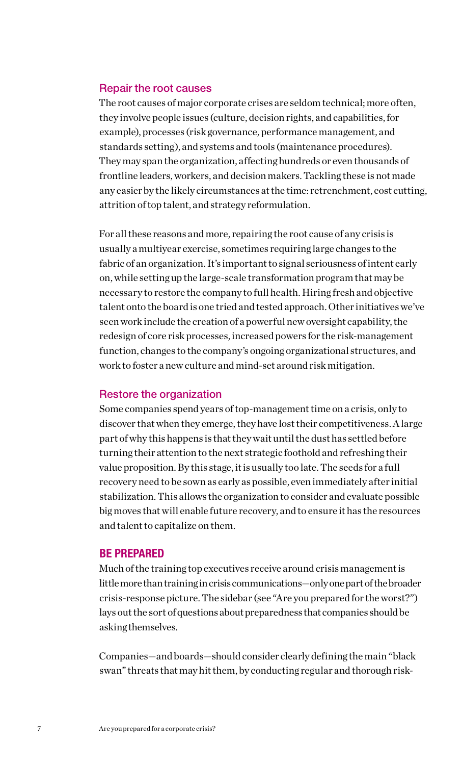### Repair the root causes

The root causes of major corporate crises are seldom technical; more often, they involve people issues (culture, decision rights, and capabilities, for example), processes (risk governance, performance management, and standards setting), and systems and tools (maintenance procedures). They may span the organization, affecting hundreds or even thousands of frontline leaders, workers, and decision makers. Tackling these is not made any easier by the likely circumstances at the time: retrenchment, cost cutting, attrition of top talent, and strategy reformulation.

For all these reasons and more, repairing the root cause of any crisis is usually a multiyear exercise, sometimes requiring large changes to the fabric of an organization. It's important to signal seriousness of intent early on, while setting up the large-scale transformation program that may be necessary to restore the company to full health. Hiring fresh and objective talent onto the board is one tried and tested approach. Other initiatives we've seen work include the creation of a powerful new oversight capability, the redesign of core risk processes, increased powers for the risk-management function, changes to the company's ongoing organizational structures, and work to foster a new culture and mind-set around risk mitigation.

### Restore the organization

Some companies spend years of top-management time on a crisis, only to discover that when they emerge, they have lost their competitiveness. A large part of why this happens is that they wait until the dust has settled before turning their attention to the next strategic foothold and refreshing their value proposition. By this stage, it is usually too late. The seeds for a full recovery need to be sown as early as possible, even immediately after initial stabilization. This allows the organization to consider and evaluate possible big moves that will enable future recovery, and to ensure it has the resources and talent to capitalize on them.

## BE PREPARED

Much of the training top executives receive around crisis management is little more than training in crisis communications—only one part of the broader crisis-response picture. The sidebar (see "Are you prepared for the worst?") lays out the sort of questions about preparedness that companies should be asking themselves.

Companies—and boards—should consider clearly defining the main "black swan" threats that may hit them, by conducting regular and thorough risk-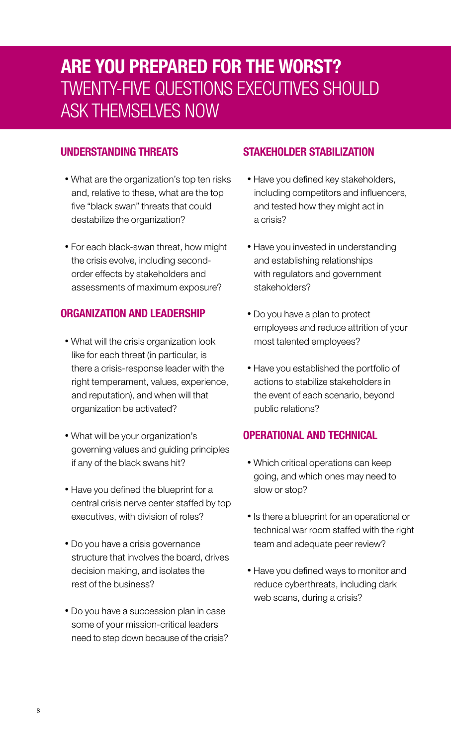# ARE YOU PREPARED FOR THE WORST?

## TWENTY-FIVE QUESTIONS EXECUTIVES SHOULD ASK THEMSELVES NOW

### UNDERSTANDING THREATS

- What are the organization's top ten risks and, relative to these, what are the top five "black swan" threats that could destabilize the organization?
- For each black-swan threat, how might the crisis evolve, including second-order effects by stakeholders and assessments of maximum exposure?

### ORGANIZATION AND LEADERSHIP

- What will the crisis organization look like for each threat (in particular, is there a crisis-response leader with the right temperament, values, experience, and reputation), and when will that organization be activated?
- What will be your organization's governing values and guiding principles if any of the black swans hit?
- Have you defined the blueprint for a central crisis nerve center staffed by top executives, with division of roles?
- Do you have a crisis governance structure that involves the board, drives decision making, and isolates the rest of the business?
- Do you have a succession plan in case some of your mission-critical leaders need to step down because of the crisis?

### STAKEHOLDER STABILIZATION

- Have you defined key stakeholders, including competitors and influencers, and tested how they might act in a crisis?
- Have you invested in understanding and establishing relationships with regulators and government stakeholders?
- Do you have a plan to protect employees and reduce attrition of your most talented employees?
- Have you established the portfolio of actions to stabilize stakeholders in the event of each scenario, beyond public relations?

### OPERATIONAL AND TECHNICAL

- Which critical operations can keep going, and which ones may need to slow or stop?
- Is there a blueprint for an operational or technical war room staffed with the right team and adequate peer review?
- Have you defined ways to monitor and reduce cyberthreats, including dark web scans, during a crisis?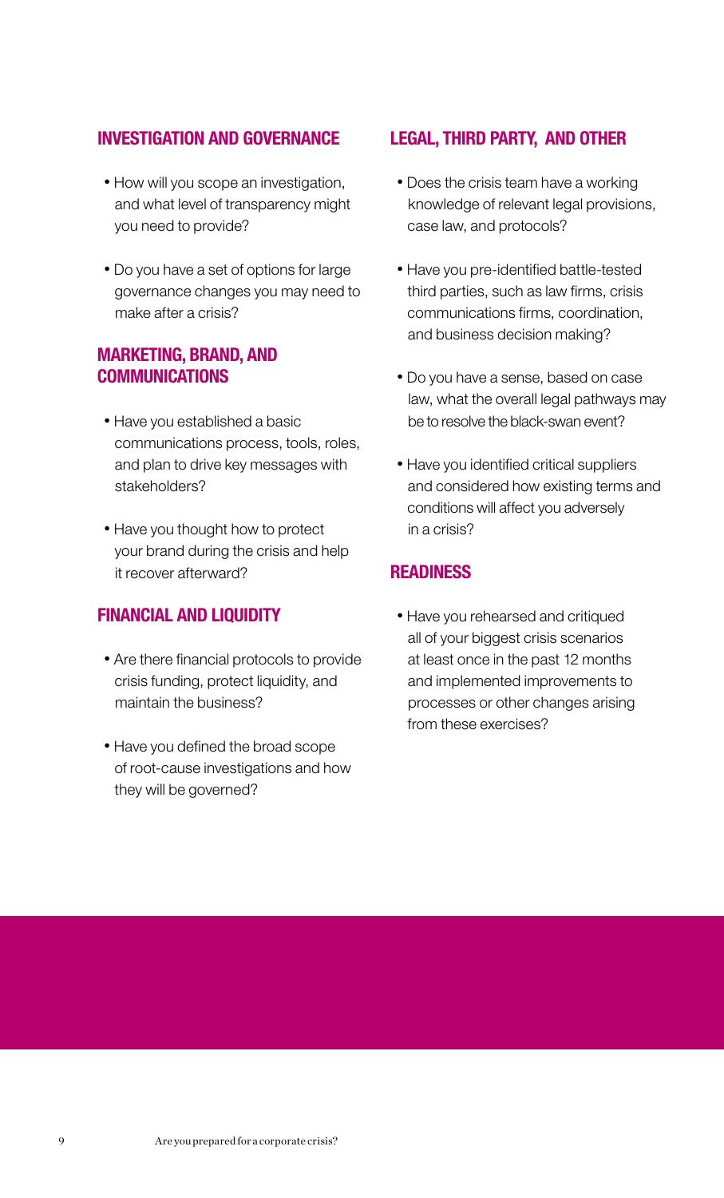## INVESTIGATION AND GOVERNANCE

- How will you scope an investigation, and what level of transparency might you need to provide?
- Do you have a set of options for large governance changes you may need to make after a crisis?

## MARKETING, BRAND, AND COMMUNICATIONS

- Have you established a basic communications process, tools, roles, and plan to drive key messages with stakeholders?
- Have you thought how to protect your brand during the crisis and help it recover afterward?

## FINANCIAL AND LIQUIDITY

- Are there financial protocols to provide crisis funding, protect liquidity, and maintain the business?
- Have you defined the broad scope of root-cause investigations and how they will be governed?

## LEGAL, THIRD PARTY, AND OTHER

- Does the crisis team have a working knowledge of relevant legal provisions, case law, and protocols?
- Have you pre-identified battle-tested third parties, such as law firms, crisis communications firms, coordination, and business decision making?
- Do you have a sense, based on case law, what the overall legal pathways may be to resolve the black-swan event?
- Have you identified critical suppliers and considered how existing terms and conditions will affect you adversely in a crisis?

## READINESS

- Have you rehearsed and critiqued all of your biggest crisis scenarios at least once in the past 12 months and implemented improvements to processes or other changes arising from these exercises?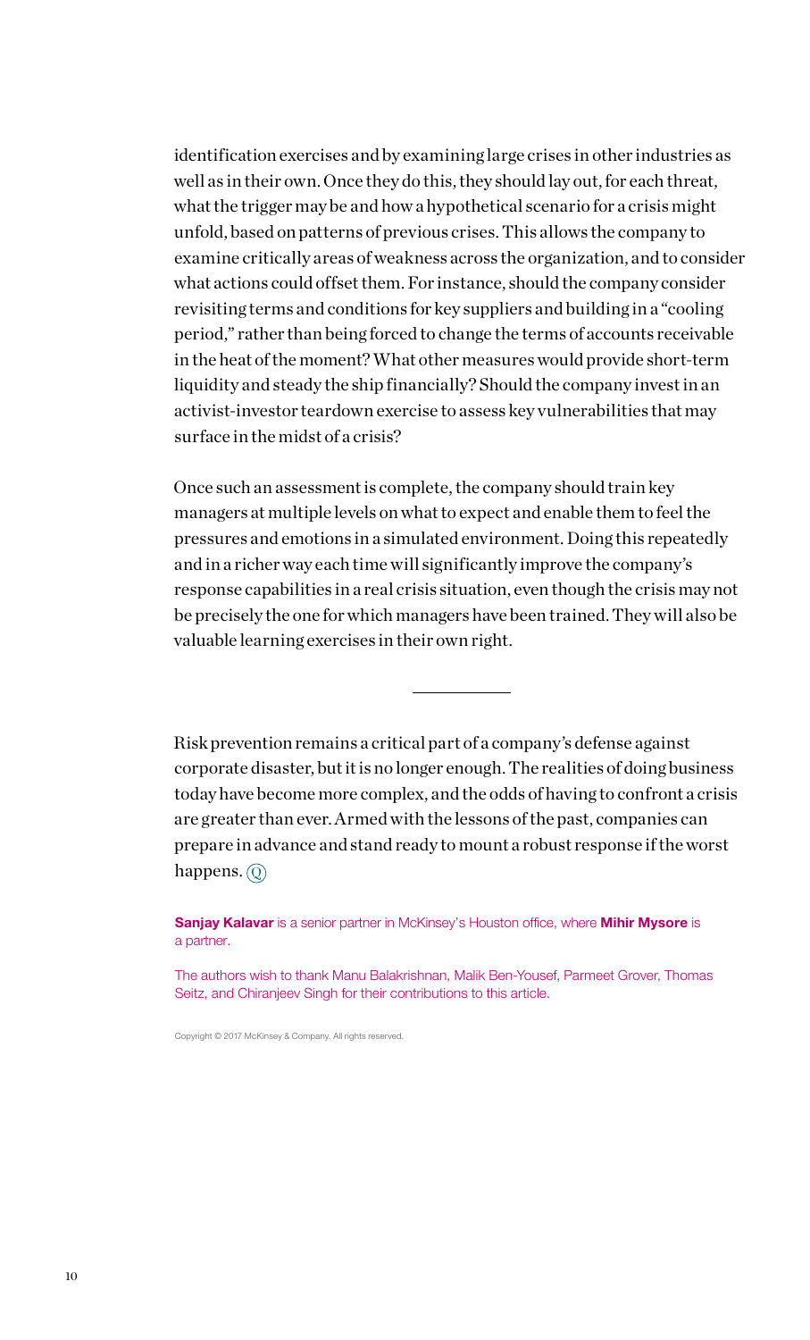identification exercises and by examining large crises in other industries as well as in their own. Once they do this, they should lay out, for each threat, what the trigger may be and how a hypothetical scenario for a crisis might unfold, based on patterns of previous crises. This allows the company to examine critically areas of weakness across the organization, and to consider what actions could offset them. For instance, should the company consider revisiting terms and conditions for key suppliers and building in a "cooling period," rather than being forced to change the terms of accounts receivable in the heat of the moment? What other measures would provide short-term liquidity and steady the ship financially? Should the company invest in an activist-investor teardown exercise to assess key vulnerabilities that may surface in the midst of a crisis?

Once such an assessment is complete, the company should train key managers at multiple levels on what to expect and enable them to feel the pressures and emotions in a simulated environment. Doing this repeatedly and in a richer way each time will significantly improve the company's response capabilities in a real crisis situation, even though the crisis may not be precisely the one for which managers have been trained. They will also be valuable learning exercises in their own right.

---

Risk prevention remains a critical part of a company's defense against corporate disaster, but it is no longer enough. The realities of doing business today have become more complex, and the odds of having to confront a crisis are greater than ever. Armed with the lessons of the past, companies can prepare in advance and stand ready to mount a robust response if the worst happens.

**Sanjay Kalavar** is a senior partner in McKinsey's Houston office, where **Mihir Mysore** is a partner.

The authors wish to thank Manu Balakrishnan, Malik Ben-Yousef, Parmeet Grover, Thomas Seitz, and Chiranjeev Singh for their contributions to this article.

Copyright © 2017 McKinsey & Company. All rights reserved.